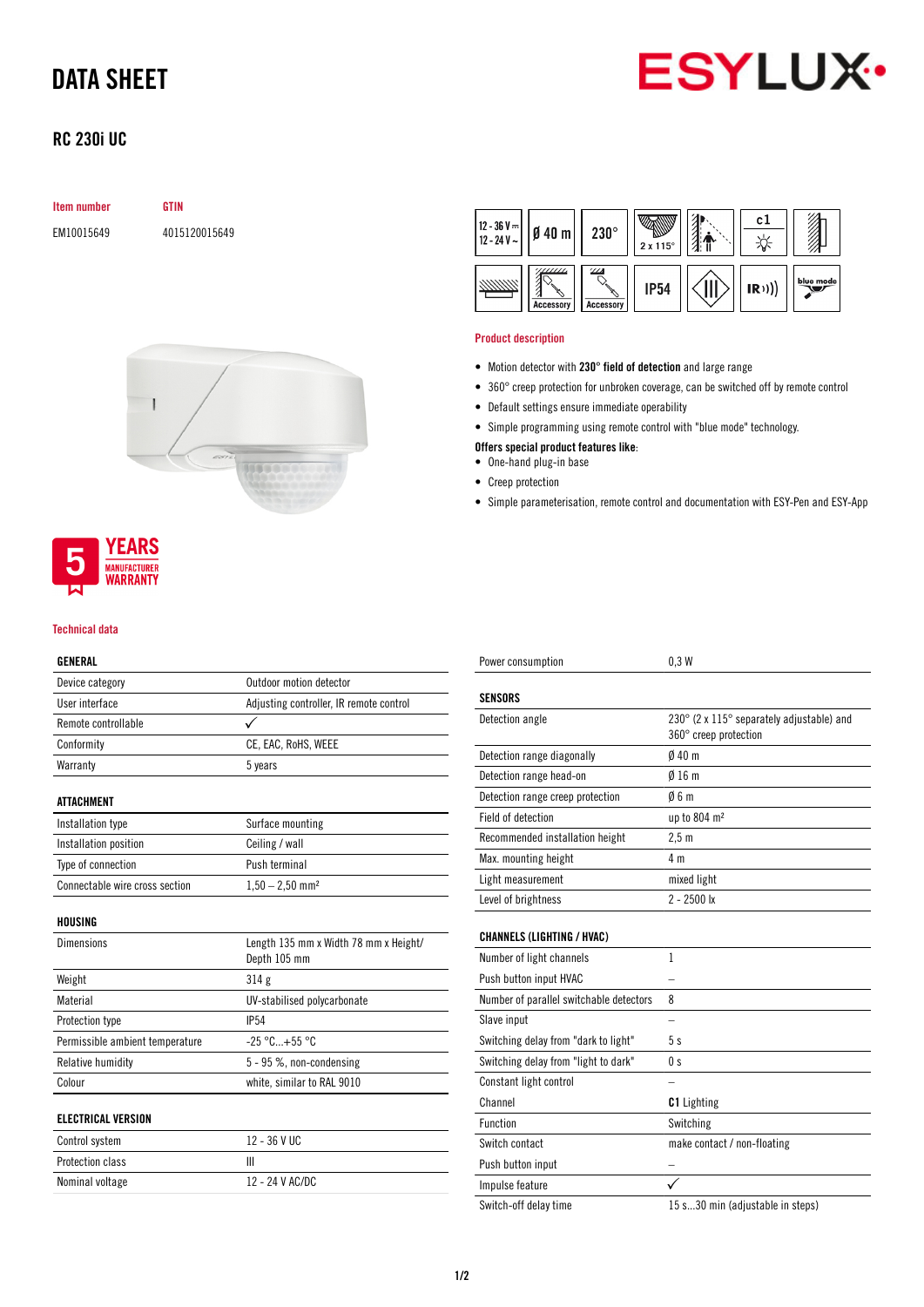# DATA SHEET

## RC 230i UC

| Item number | GTIN |
|---|---|
| EM10015649 | 4015120015649 |

5 YEARS MANUFACTURER WARRANTY

### Product description

- Motion detector with **230° field of detection** and large range
- 360° creep protection for unbroken coverage, can be switched off by remote control
- Default settings ensure immediate operability
- Simple programming using remote control with "blue mode" technology.

**Offers special product features like:**

- One-hand plug-in base
- Creep protection
- Simple parameterisation, remote control and documentation with ESY-Pen and ESY-App

### Technical data

| GENERAL | |
|---|---|
| Device category | Outdoor motion detector |
| User interface | Adjusting controller, IR remote control |
| Remote controllable | ✓ |
| Conformity | CE, EAC, RoHS, WEEE |
| Warranty | 5 years |

| ATTACHMENT | |
|---|---|
| Installation type | Surface mounting |
| Installation position | Ceiling / wall |
| Type of connection | Push terminal |
| Connectable wire cross section | 1,50 – 2,50 mm² |

| HOUSING | |
|---|---|
| Dimensions | Length 135 mm x Width 78 mm x Height/ Depth 105 mm |
| Weight | 314 g |
| Material | UV-stabilised polycarbonate |
| Protection type | IP54 |
| Permissible ambient temperature | -25 °C...+55 °C |
| Relative humidity | 5 - 95 %, non-condensing |
| Colour | white, similar to RAL 9010 |

| ELECTRICAL VERSION | |
|---|---|
| Control system | 12 - 36 V UC |
| Protection class | III |
| Nominal voltage | 12 - 24 V AC/DC |
| Power consumption | 0,3 W |

| SENSORS | |
|---|---|
| Detection angle | 230° (2 x 115° separately adjustable) and 360° creep protection |
| Detection range diagonally | Ø 40 m |
| Detection range head-on | Ø 16 m |
| Detection range creep protection | Ø 6 m |
| Field of detection | up to 804 m² |
| Recommended installation height | 2,5 m |
| Max. mounting height | 4 m |
| Light measurement | mixed light |
| Level of brightness | 2 - 2500 lx |

| CHANNELS (LIGHTING / HVAC) | |
|---|---|
| Number of light channels | 1 |
| Push button input HVAC | – |
| Number of parallel switchable detectors | 8 |
| Slave input | – |
| Switching delay from "dark to light" | 5 s |
| Switching delay from "light to dark" | 0 s |
| Constant light control | – |
| Channel | **C1** Lighting |
| Function | Switching |
| Switch contact | make contact / non-floating |
| Push button input | – |
| Impulse feature | ✓ |
| Switch-off delay time | 15 s...30 min (adjustable in steps) |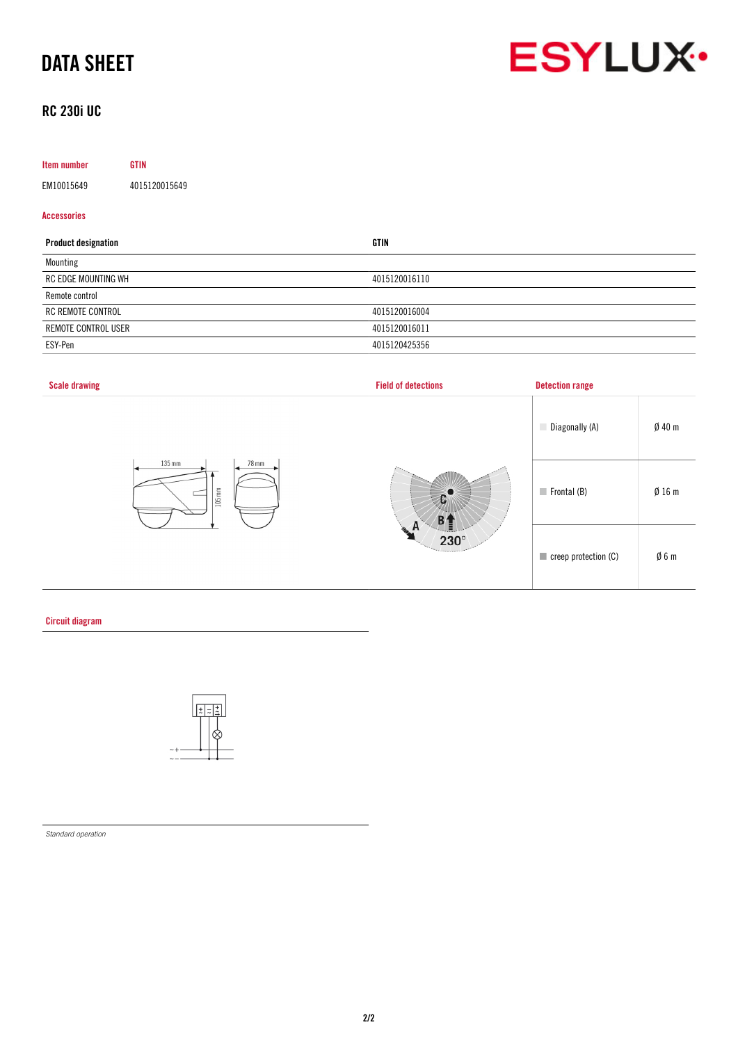# DATA SHEET

ESYLUX

## RC 230i UC

| Item number | GTIN |
|---|---|
| EM10015649 | 4015120015649 |

### Accessories

| Product designation | GTIN |
|---|---|
| Mounting | |
| RC EDGE MOUNTING WH | 4015120016110 |
| Remote control | |
| RC REMOTE CONTROL | 4015120016004 |
| REMOTE CONTROL USER | 4015120016011 |
| ESY-Pen | 4015120425356 |

### Scale drawing

135 mm

78 mm

105 mm

### Field of detections

C

B

A

230°

### Detection range

| | |
|---|---|
| Diagonally (A) | Ø 40 m |
| Frontal (B) | Ø 16 m |
| creep protection (C) | Ø 6 m |

### Circuit diagram

*Standard operation*